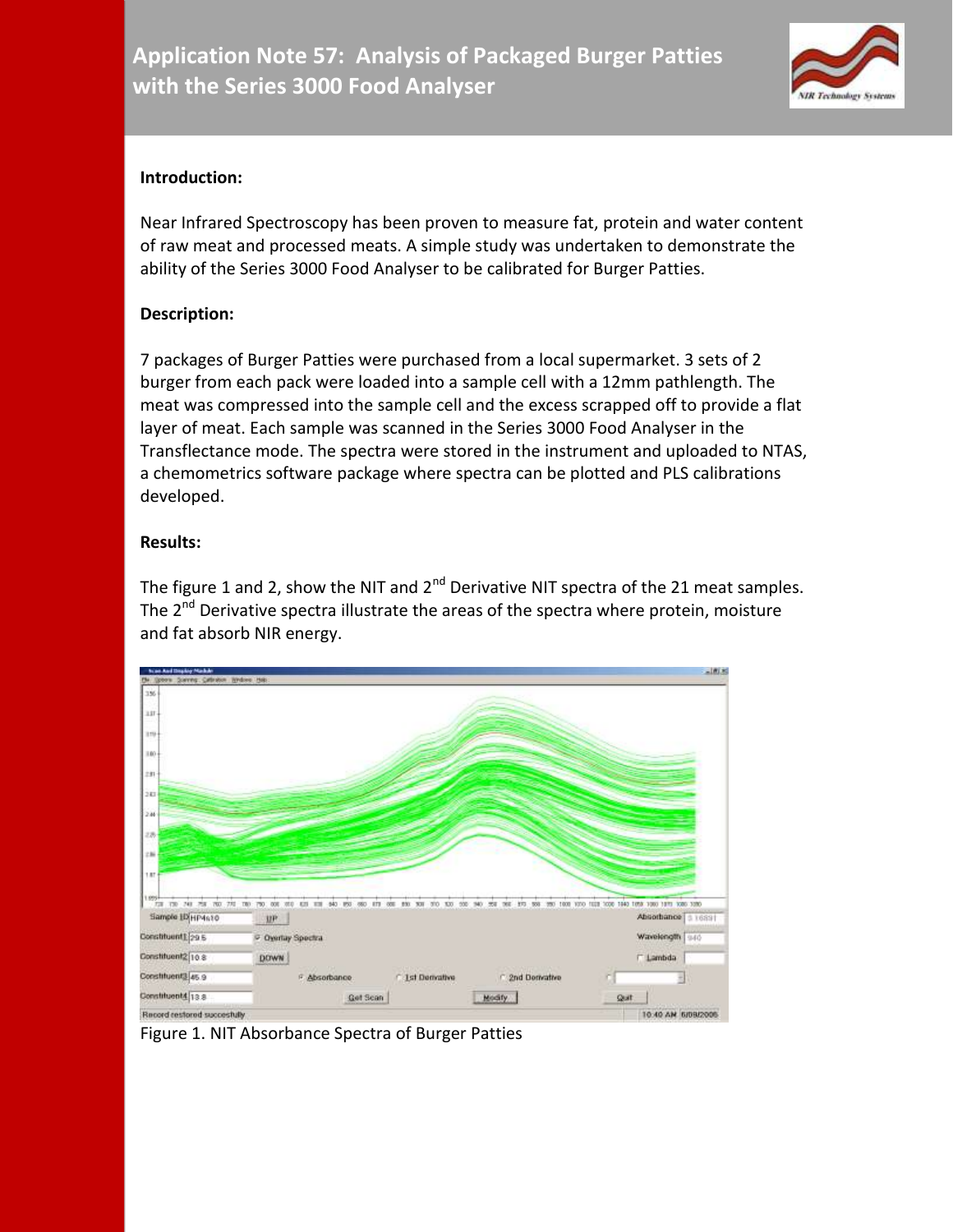# Application Note 57: Analysis of Packaged Burger Patties with the Series 3000 Food Analyser

**Introduction:**

Near Infrared Spectroscopy has been proven to measure fat, protein and water content of raw meat and processed meats. A simple study was undertaken to demonstrate the ability of the Series 3000 Food Analyser to be calibrated for Burger Patties.

**Description:**

7 packages of Burger Patties were purchased from a local supermarket. 3 sets of 2 burger from each pack were loaded into a sample cell with a 12mm pathlength. The meat was compressed into the sample cell and the excess scrapped off to provide a flat layer of meat. Each sample was scanned in the Series 3000 Food Analyser in the Transflectance mode. The spectra were stored in the instrument and uploaded to NTAS, a chemometrics software package where spectra can be plotted and PLS calibrations developed.

**Results:**

The figure 1 and 2, show the NIT and 2nd Derivative NIT spectra of the 21 meat samples. The 2nd Derivative spectra illustrate the areas of the spectra where protein, moisture and fat absorb NIR energy.

Figure 1. NIT Absorbance Spectra of Burger Patties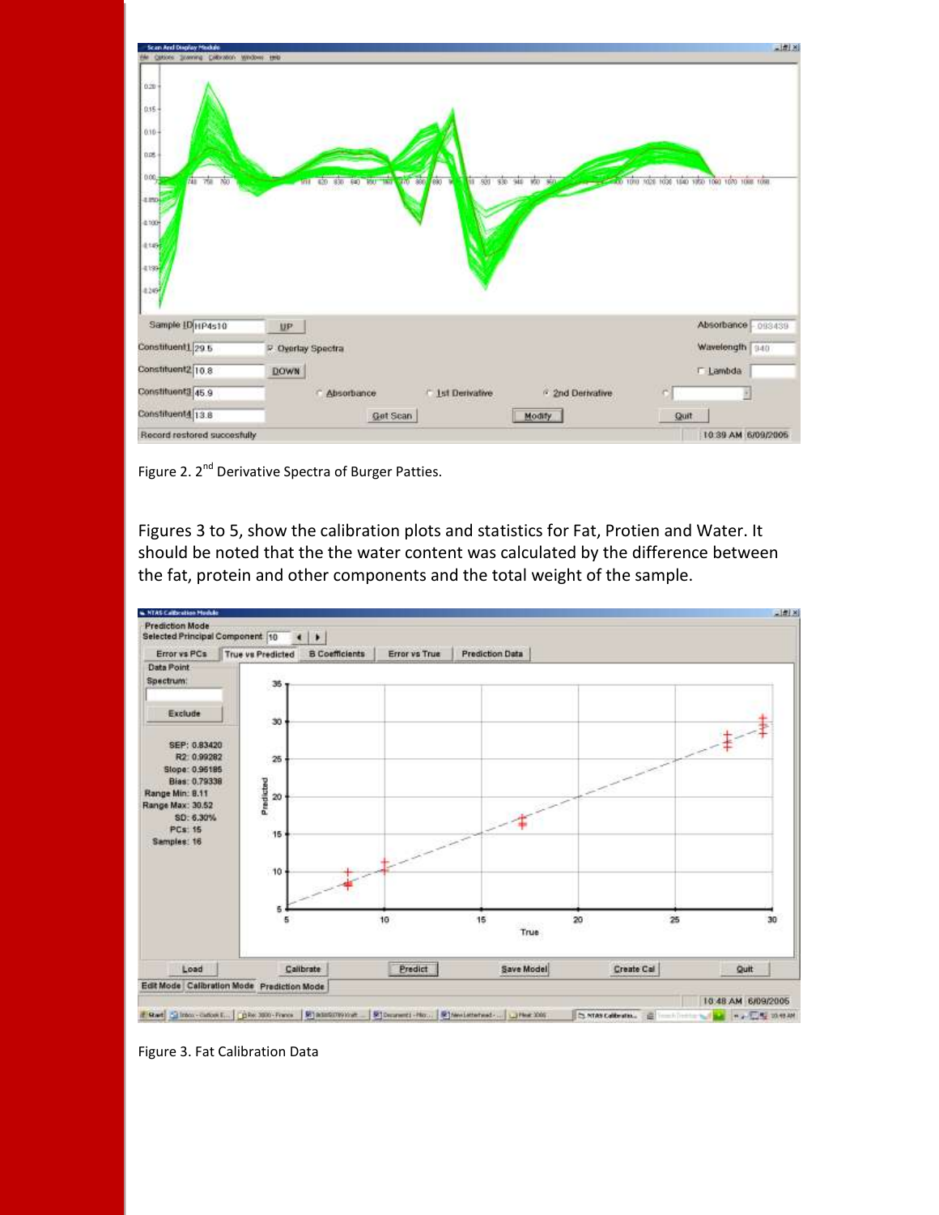Figure 2. 2nd Derivative Spectra of Burger Patties.

Figures 3 to 5, show the calibration plots and statistics for Fat, Protien and Water. It should be noted that the the water content was calculated by the difference between the fat, protein and other components and the total weight of the sample.

Figure 3. Fat Calibration Data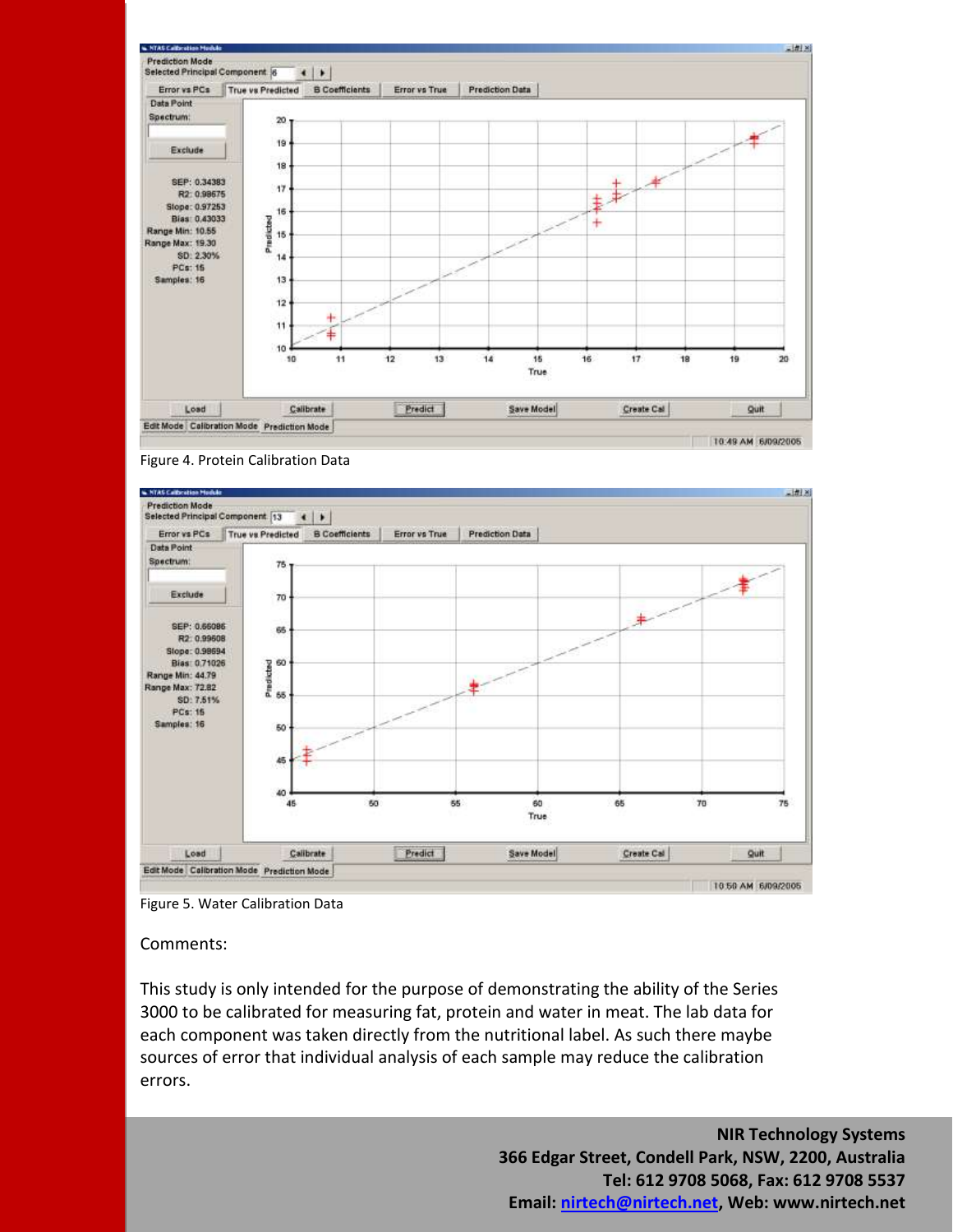NTAS Calibration Module

Prediction Mode

Selected Principal Component 6

Error vs PCs | True vs Predicted | B Coefficients | Error vs True | Prediction Data

Data Point

Spectrum:

Exclude

SEP: 0.34383
R2: 0.98675
Slope: 0.97253
Bias: 0.43033
Range Min: 10.55
Range Max: 19.30
SD: 2.30%
PCs: 15
Samples: 16

Predicted

10
11
12
13
14
15
16
17
18
19
20

True

10
11
12
13
14
15
16
17
18
19
20

Load | Calibrate | Predict | Save Model | Create Cal | Quit

Edit Mode | Calibration Mode | Prediction Mode

10:49 AM 6/09/2005

Figure 4. Protein Calibration Data

NTAS Calibration Module

Prediction Mode

Selected Principal Component 13

Error vs PCs | True vs Predicted | B Coefficients | Error vs True | Prediction Data

Data Point

Spectrum:

Exclude

SEP: 0.66086
R2: 0.99608
Slope: 0.98694
Bias: 0.71026
Range Min: 44.79
Range Max: 72.82
SD: 7.51%
PCs: 15
Samples: 16

Predicted

40
45
50
55
60
65
70
75

True

45
50
55
60
65
70
75

Load | Calibrate | Predict | Save Model | Create Cal | Quit

Edit Mode | Calibration Mode | Prediction Mode

10:50 AM 6/09/2005

Figure 5. Water Calibration Data

Comments:

This study is only intended for the purpose of demonstrating the ability of the Series 3000 to be calibrated for measuring fat, protein and water in meat. The lab data for each component was taken directly from the nutritional label. As such there maybe sources of error that individual analysis of each sample may reduce the calibration errors.

**NIR Technology Systems**
**366 Edgar Street, Condell Park, NSW, 2200, Australia**
**Tel: 612 9708 5068, Fax: 612 9708 5537**
**Email: nirtech@nirtech.net, Web: www.nirtech.net**